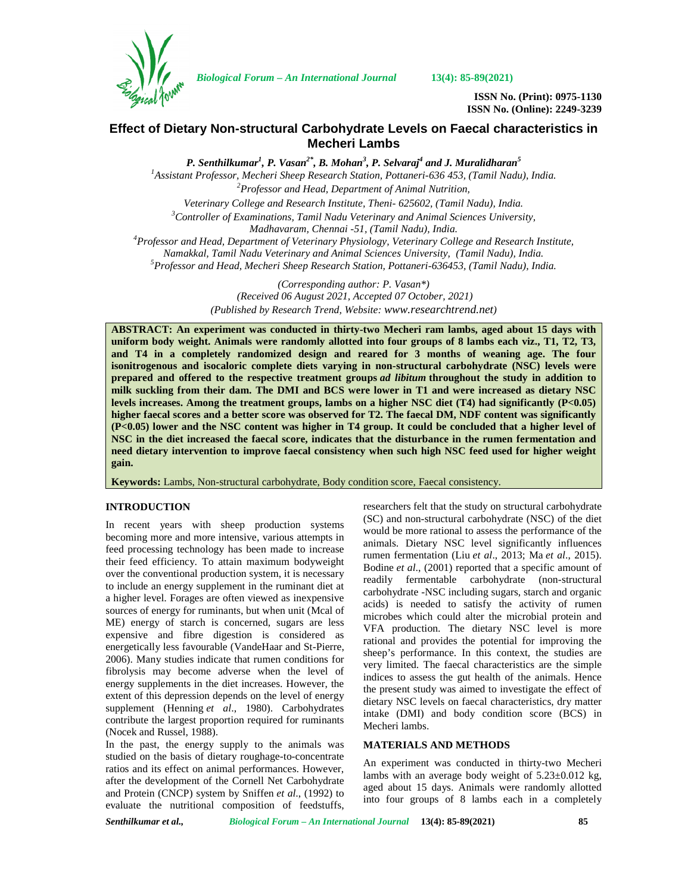# Effect of Dietary Non-structural Carbohydrate Levels on Faecal characteristics in Mecheri Lambs

***P. Senthilkumar*[1]*, P. Vasan*[2*]*, B. Mohan*[3]*, P. Selvaraj*[4]* and J. Muralidharan*[5]**

[1]*Assistant Professor, Mecheri Sheep Research Station, Pottaneri-636 453, (Tamil Nadu), India.*
[2]*Professor and Head, Department of Animal Nutrition,*
*Veterinary College and Research Institute, Theni- 625602, (Tamil Nadu), India.*
[3]*Controller of Examinations, Tamil Nadu Veterinary and Animal Sciences University,*
*Madhavaram, Chennai -51, (Tamil Nadu), India.*
[4]*Professor and Head, Department of Veterinary Physiology, Veterinary College and Research Institute,*
*Namakkal, Tamil Nadu Veterinary and Animal Sciences University, (Tamil Nadu), India.*
[5]*Professor and Head, Mecheri Sheep Research Station, Pottaneri-636453, (Tamil Nadu), India.*

*(Corresponding author: P. Vasan\*)*
*(Received 06 August 2021, Accepted 07 October, 2021)*
*(Published by Research Trend, Website: www.researchtrend.net)*

**ABSTRACT: An experiment was conducted in thirty-two Mecheri ram lambs, aged about 15 days with uniform body weight. Animals were randomly allotted into four groups of 8 lambs each viz., T1, T2, T3, and T4 in a completely randomized design and reared for 3 months of weaning age. The four isonitrogenous and isocaloric complete diets varying in non-structural carbohydrate (NSC) levels were prepared and offered to the respective treatment groups *ad libitum* throughout the study in addition to milk suckling from their dam. The DMI and BCS were lower in T1 and were increased as dietary NSC levels increases. Among the treatment groups, lambs on a higher NSC diet (T4) had significantly (P<0.05) higher faecal scores and a better score was observed for T2. The faecal DM, NDF content was significantly (P<0.05) lower and the NSC content was higher in T4 group. It could be concluded that a higher level of NSC in the diet increased the faecal score, indicates that the disturbance in the rumen fermentation and need dietary intervention to improve faecal consistency when such high NSC feed used for higher weight gain.**

**Keywords:** Lambs, Non-structural carbohydrate, Body condition score, Faecal consistency.

## INTRODUCTION

In recent years with sheep production systems becoming more and more intensive, various attempts in feed processing technology has been made to increase their feed efficiency. To attain maximum bodyweight over the conventional production system, it is necessary to include an energy supplement in the ruminant diet at a higher level. Forages are often viewed as inexpensive sources of energy for ruminants, but when unit (Mcal of ME) energy of starch is concerned, sugars are less expensive and fibre digestion is considered as energetically less favourable (VandeHaar and St-Pierre, 2006). Many studies indicate that rumen conditions for fibrolysis may become adverse when the level of energy supplements in the diet increases. However, the extent of this depression depends on the level of energy supplement (Henning *et al*., 1980). Carbohydrates contribute the largest proportion required for ruminants (Nocek and Russel, 1988).

In the past, the energy supply to the animals was studied on the basis of dietary roughage-to-concentrate ratios and its effect on animal performances. However, after the development of the Cornell Net Carbohydrate and Protein (CNCP) system by Sniffen *et al.*, (1992) to evaluate the nutritional composition of feedstuffs, researchers felt that the study on structural carbohydrate (SC) and non-structural carbohydrate (NSC) of the diet would be more rational to assess the performance of the animals. Dietary NSC level significantly influences rumen fermentation (Liu *et al*., 2013; Ma *et al*., 2015). Bodine *et al*., (2001) reported that a specific amount of readily fermentable carbohydrate (non-structural carbohydrate -NSC including sugars, starch and organic acids) is needed to satisfy the activity of rumen microbes which could alter the microbial protein and VFA production. The dietary NSC level is more rational and provides the potential for improving the sheep's performance. In this context, the studies are very limited. The faecal characteristics are the simple indices to assess the gut health of the animals. Hence the present study was aimed to investigate the effect of dietary NSC levels on faecal characteristics, dry matter intake (DMI) and body condition score (BCS) in Mecheri lambs.

## MATERIALS AND METHODS

An experiment was conducted in thirty-two Mecheri lambs with an average body weight of 5.23±0.012 kg, aged about 15 days. Animals were randomly allotted into four groups of 8 lambs each in a completely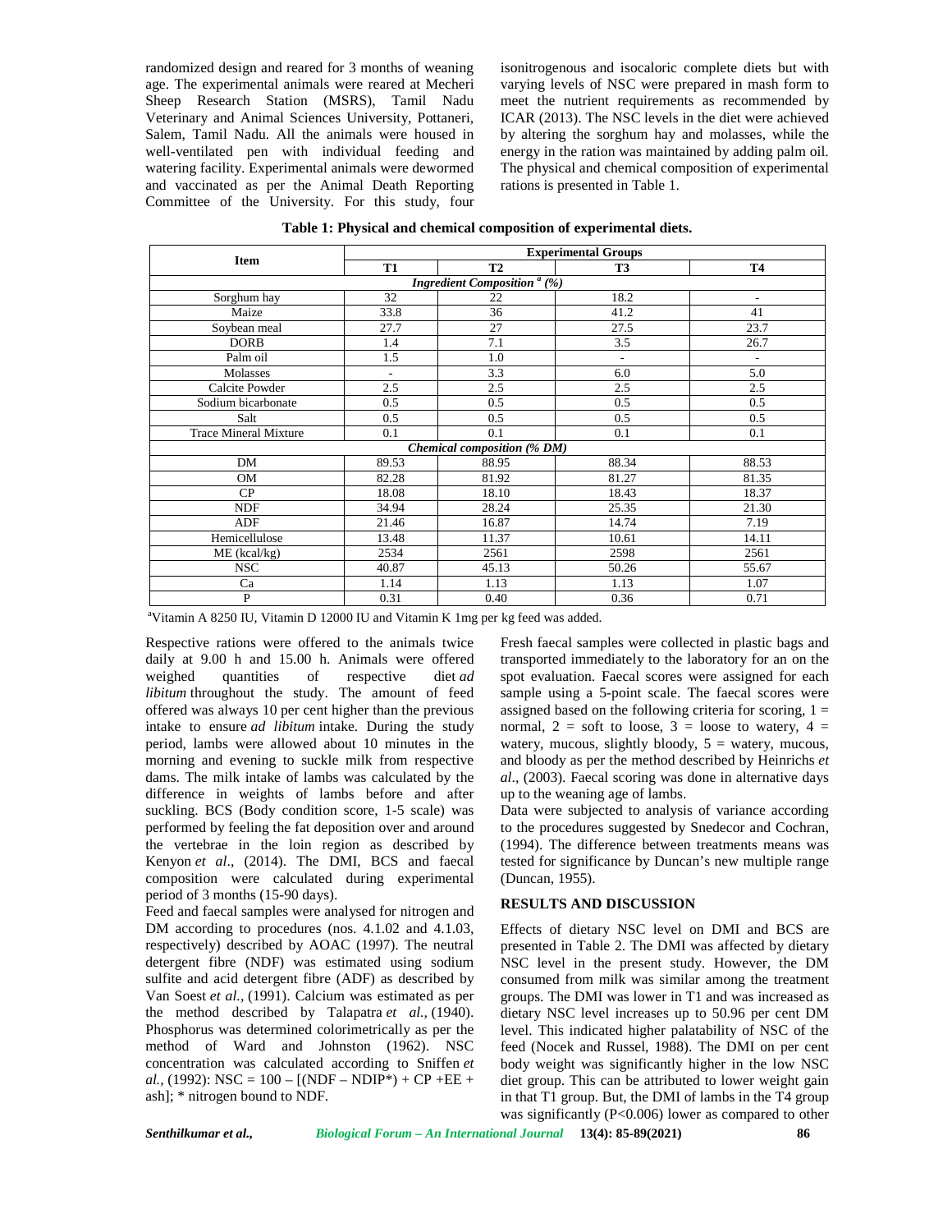randomized design and reared for 3 months of weaning age. The experimental animals were reared at Mecheri Sheep Research Station (MSRS), Tamil Nadu Veterinary and Animal Sciences University, Pottaneri, Salem, Tamil Nadu. All the animals were housed in well-ventilated pen with individual feeding and watering facility. Experimental animals were dewormed and vaccinated as per the Animal Death Reporting Committee of the University. For this study, four isonitrogenous and isocaloric complete diets but with varying levels of NSC were prepared in mash form to meet the nutrient requirements as recommended by ICAR (2013). The NSC levels in the diet were achieved by altering the sorghum hay and molasses, while the energy in the ration was maintained by adding palm oil. The physical and chemical composition of experimental rations is presented in Table 1.

**Table 1: Physical and chemical composition of experimental diets.**

| Item | Experimental Groups | | | |
|---|---|---|---|---|
| | T1 | T2 | T3 | T4 |
| ***Ingredient Composition [a] (%)*** | | | | |
| Sorghum hay | 32 | 22 | 18.2 | - |
| Maize | 33.8 | 36 | 41.2 | 41 |
| Soybean meal | 27.7 | 27 | 27.5 | 23.7 |
| DORB | 1.4 | 7.1 | 3.5 | 26.7 |
| Palm oil | 1.5 | 1.0 | - | - |
| Molasses | - | 3.3 | 6.0 | 5.0 |
| Calcite Powder | 2.5 | 2.5 | 2.5 | 2.5 |
| Sodium bicarbonate | 0.5 | 0.5 | 0.5 | 0.5 |
| Salt | 0.5 | 0.5 | 0.5 | 0.5 |
| Trace Mineral Mixture | 0.1 | 0.1 | 0.1 | 0.1 |
| ***Chemical composition (% DM)*** | | | | |
| DM | 89.53 | 88.95 | 88.34 | 88.53 |
| OM | 82.28 | 81.92 | 81.27 | 81.35 |
| CP | 18.08 | 18.10 | 18.43 | 18.37 |
| NDF | 34.94 | 28.24 | 25.35 | 21.30 |
| ADF | 21.46 | 16.87 | 14.74 | 7.19 |
| Hemicellulose | 13.48 | 11.37 | 10.61 | 14.11 |
| ME (kcal/kg) | 2534 | 2561 | 2598 | 2561 |
| NSC | 40.87 | 45.13 | 50.26 | 55.67 |
| Ca | 1.14 | 1.13 | 1.13 | 1.07 |
| P | 0.31 | 0.40 | 0.36 | 0.71 |

[a]Vitamin A 8250 IU, Vitamin D 12000 IU and Vitamin K 1mg per kg feed was added.

Respective rations were offered to the animals twice daily at 9.00 h and 15.00 h. Animals were offered weighed quantities of respective diet *ad libitum* throughout the study. The amount of feed offered was always 10 per cent higher than the previous intake to ensure *ad libitum* intake. During the study period, lambs were allowed about 10 minutes in the morning and evening to suckle milk from respective dams. The milk intake of lambs was calculated by the difference in weights of lambs before and after suckling. BCS (Body condition score, 1-5 scale) was performed by feeling the fat deposition over and around the vertebrae in the loin region as described by Kenyon *et al*., (2014). The DMI, BCS and faecal composition were calculated during experimental period of 3 months (15-90 days).

Feed and faecal samples were analysed for nitrogen and DM according to procedures (nos. 4.1.02 and 4.1.03, respectively) described by AOAC (1997). The neutral detergent fibre (NDF) was estimated using sodium sulfite and acid detergent fibre (ADF) as described by Van Soest *et al.,* (1991). Calcium was estimated as per the method described by Talapatra *et al.,* (1940). Phosphorus was determined colorimetrically as per the method of Ward and Johnston (1962). NSC concentration was calculated according to Sniffen *et al.,* (1992): NSC = 100 – [(NDF – NDIP*) + CP +EE + ash]; * nitrogen bound to NDF.

Fresh faecal samples were collected in plastic bags and transported immediately to the laboratory for an on the spot evaluation. Faecal scores were assigned for each sample using a 5-point scale. The faecal scores were assigned based on the following criteria for scoring, 1 = normal, 2 = soft to loose, 3 = loose to watery, 4 = watery, mucous, slightly bloody, 5 = watery, mucous, and bloody as per the method described by Heinrichs *et al*., (2003). Faecal scoring was done in alternative days up to the weaning age of lambs.

Data were subjected to analysis of variance according to the procedures suggested by Snedecor and Cochran, (1994). The difference between treatments means was tested for significance by Duncan's new multiple range (Duncan, 1955).

## RESULTS AND DISCUSSION

Effects of dietary NSC level on DMI and BCS are presented in Table 2. The DMI was affected by dietary NSC level in the present study. However, the DM consumed from milk was similar among the treatment groups. The DMI was lower in T1 and was increased as dietary NSC level increases up to 50.96 per cent DM level. This indicated higher palatability of NSC of the feed (Nocek and Russel, 1988). The DMI on per cent body weight was significantly higher in the low NSC diet group. This can be attributed to lower weight gain in that T1 group. But, the DMI of lambs in the T4 group was significantly ($P<0.006$) lower as compared to other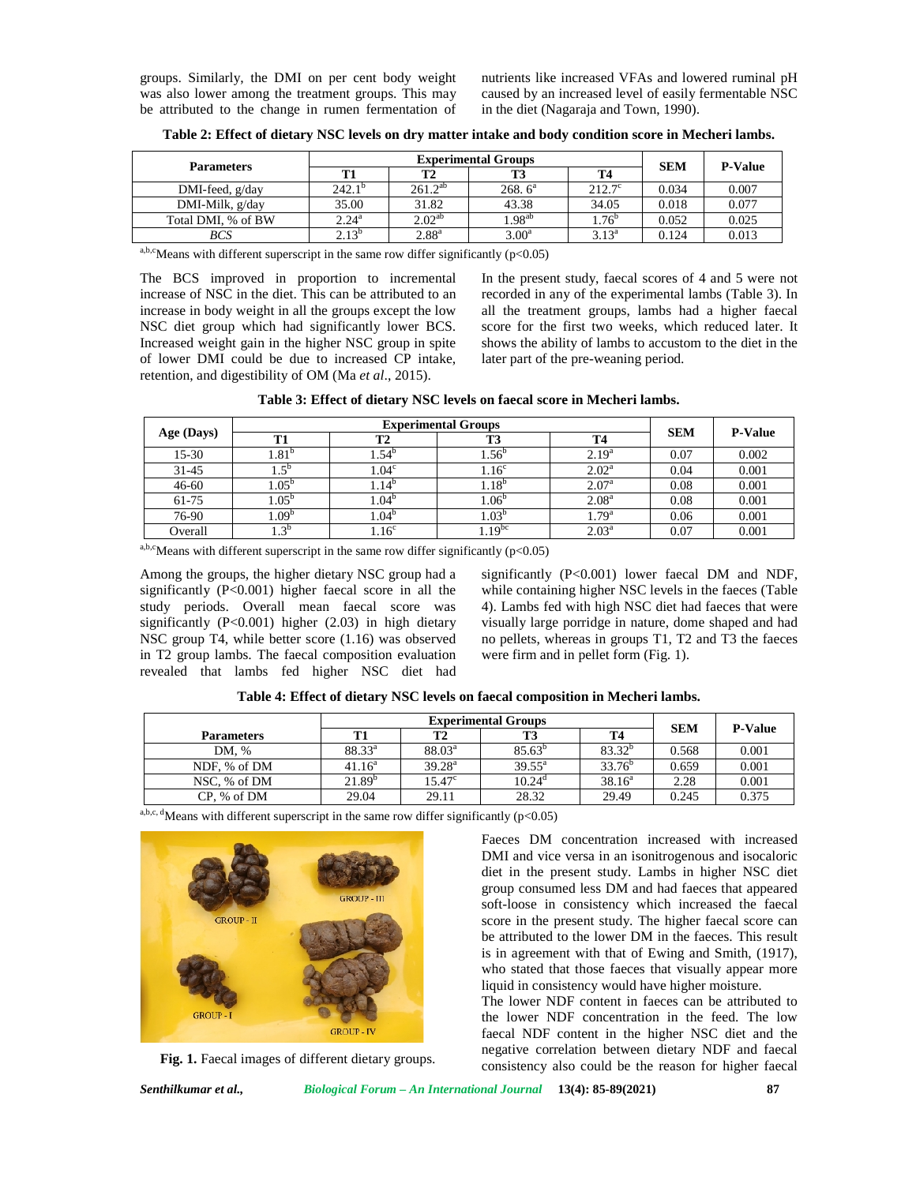groups. Similarly, the DMI on per cent body weight was also lower among the treatment groups. This may be attributed to the change in rumen fermentation of nutrients like increased VFAs and lowered ruminal pH caused by an increased level of easily fermentable NSC in the diet (Nagaraja and Town, 1990).

**Table 2: Effect of dietary NSC levels on dry matter intake and body condition score in Mecheri lambs.**

| Parameters | Experimental Groups | | | | SEM | P-Value |
|---|---|---|---|---|---|---|
| | T1 | T2 | T3 | T4 | | |
| DMI-feed, g/day | 242.1[b] | 261.2[ab] | 268. 6[a] | 212.7[c] | 0.034 | 0.007 |
| DMI-Milk, g/day | 35.00 | 31.82 | 43.38 | 34.05 | 0.018 | 0.077 |
| Total DMI, % of BW | 2.24[a] | 2.02[ab] | 1.98[ab] | 1.76[b] | 0.052 | 0.025 |
| *BCS* | 2.13[b] | 2.88[a] | 3.00[a] | 3.13[a] | 0.124 | 0.013 |

[a,b,c]Means with different superscript in the same row differ significantly ($p<0.05$)

The BCS improved in proportion to incremental increase of NSC in the diet. This can be attributed to an increase in body weight in all the groups except the low NSC diet group which had significantly lower BCS. Increased weight gain in the higher NSC group in spite of lower DMI could be due to increased CP intake, retention, and digestibility of OM (Ma *et al*., 2015).

In the present study, faecal scores of 4 and 5 were not recorded in any of the experimental lambs (Table 3). In all the treatment groups, lambs had a higher faecal score for the first two weeks, which reduced later. It shows the ability of lambs to accustom to the diet in the later part of the pre-weaning period.

**Table 3: Effect of dietary NSC levels on faecal score in Mecheri lambs.**

| Age (Days) | Experimental Groups | | | | SEM | P-Value |
|---|---|---|---|---|---|---|
| | T1 | T2 | T3 | T4 | | |
| 15-30 | 1.81[b] | 1.54[b] | 1.56[b] | 2.19[a] | 0.07 | 0.002 |
| 31-45 | 1.5[b] | 1.04[c] | 1.16[c] | 2.02[a] | 0.04 | 0.001 |
| 46-60 | 1.05[b] | 1.14[b] | 1.18[b] | 2.07[a] | 0.08 | 0.001 |
| 61-75 | 1.05[b] | 1.04[b] | 1.06[b] | 2.08[a] | 0.08 | 0.001 |
| 76-90 | 1.09[b] | 1.04[b] | 1.03[b] | 1.79[a] | 0.06 | 0.001 |
| Overall | 1.3[b] | 1.16[c] | 1.19[bc] | 2.03[a] | 0.07 | 0.001 |

[a,b,c]Means with different superscript in the same row differ significantly ($p<0.05$)

Among the groups, the higher dietary NSC group had a significantly ($P<0.001$) higher faecal score in all the study periods. Overall mean faecal score was significantly ($P<0.001$) higher (2.03) in high dietary NSC group T4, while better score (1.16) was observed in T2 group lambs. The faecal composition evaluation revealed that lambs fed higher NSC diet had significantly ($P<0.001$) lower faecal DM and NDF, while containing higher NSC levels in the faeces (Table 4). Lambs fed with high NSC diet had faeces that were visually large porridge in nature, dome shaped and had no pellets, whereas in groups T1, T2 and T3 the faeces were firm and in pellet form (Fig. 1).

**Table 4: Effect of dietary NSC levels on faecal composition in Mecheri lambs.**

| Parameters | Experimental Groups | | | | SEM | P-Value |
|---|---|---|---|---|---|---|
| | T1 | T2 | T3 | T4 | | |
| DM, % | 88.33[a] | 88.03[a] | 85.63[b] | 83.32[b] | 0.568 | 0.001 |
| NDF, % of DM | 41.16[a] | 39.28[a] | 39.55[a] | 33.76[b] | 0.659 | 0.001 |
| NSC, % of DM | 21.89[b] | 15.47[c] | 10.24[d] | 38.16[a] | 2.28 | 0.001 |
| CP, % of DM | 29.04 | 29.11 | 28.32 | 29.49 | 0.245 | 0.375 |

[a,b,c, d]Means with different superscript in the same row differ significantly ($p<0.05$)

**Fig. 1.** Faecal images of different dietary groups.

Faeces DM concentration increased with increased DMI and vice versa in an isonitrogenous and isocaloric diet in the present study. Lambs in higher NSC diet group consumed less DM and had faeces that appeared soft-loose in consistency which increased the faecal score in the present study. The higher faecal score can be attributed to the lower DM in the faeces. This result is in agreement with that of Ewing and Smith, (1917), who stated that those faeces that visually appear more liquid in consistency would have higher moisture.

The lower NDF content in faeces can be attributed to the lower NDF concentration in the feed. The low faecal NDF content in the higher NSC diet and the negative correlation between dietary NDF and faecal consistency also could be the reason for higher faecal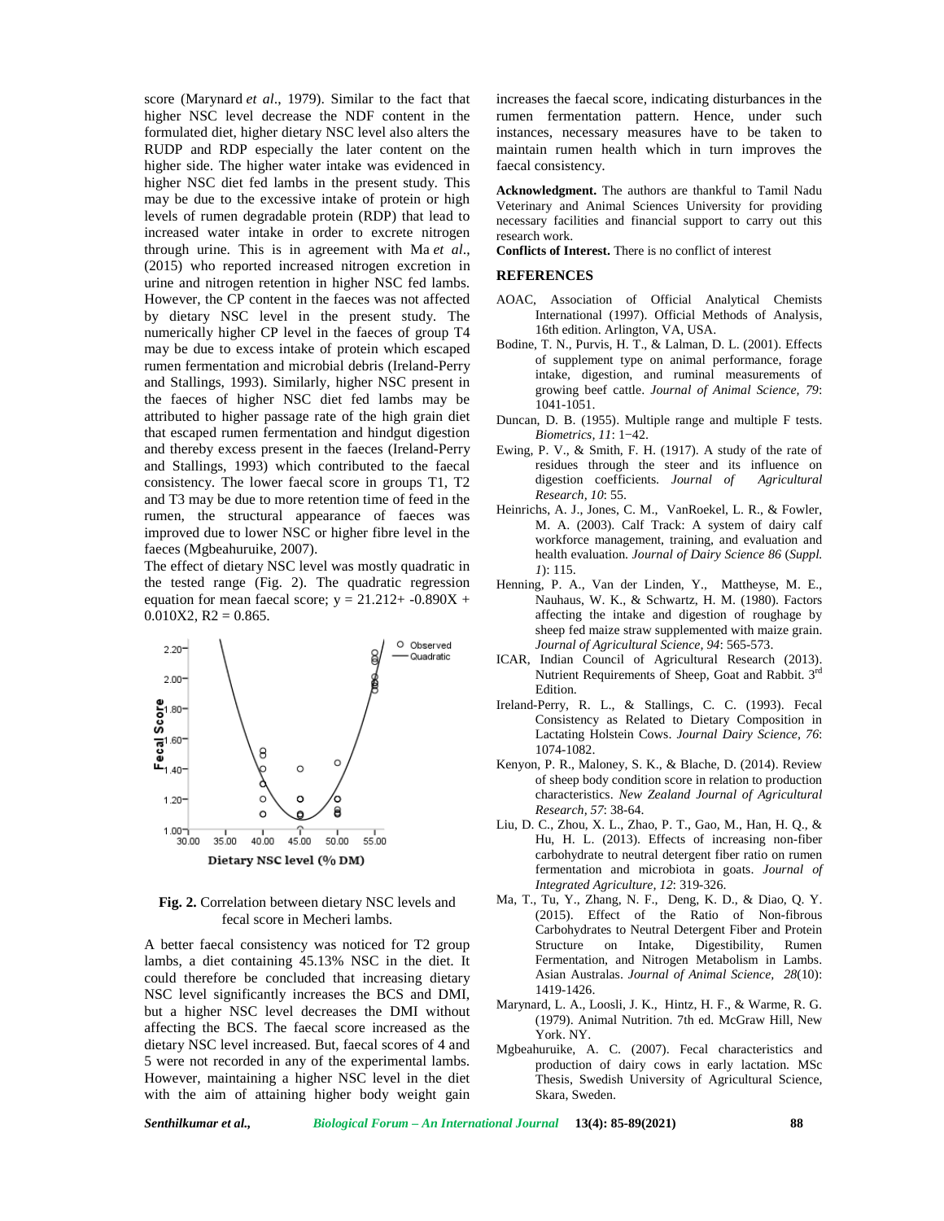score (Marynard *et al*., 1979). Similar to the fact that higher NSC level decrease the NDF content in the formulated diet, higher dietary NSC level also alters the RUDP and RDP especially the later content on the higher side. The higher water intake was evidenced in higher NSC diet fed lambs in the present study. This may be due to the excessive intake of protein or high levels of rumen degradable protein (RDP) that lead to increased water intake in order to excrete nitrogen through urine. This is in agreement with Ma *et al*., (2015) who reported increased nitrogen excretion in urine and nitrogen retention in higher NSC fed lambs. However, the CP content in the faeces was not affected by dietary NSC level in the present study. The numerically higher CP level in the faeces of group T4 may be due to excess intake of protein which escaped rumen fermentation and microbial debris (Ireland-Perry and Stallings, 1993). Similarly, higher NSC present in the faeces of higher NSC diet fed lambs may be attributed to higher passage rate of the high grain diet that escaped rumen fermentation and hindgut digestion and thereby excess present in the faeces (Ireland-Perry and Stallings, 1993) which contributed to the faecal consistency. The lower faecal score in groups T1, T2 and T3 may be due to more retention time of feed in the rumen, the structural appearance of faeces was improved due to lower NSC or higher fibre level in the faeces (Mgbeahuruike, 2007).

The effect of dietary NSC level was mostly quadratic in the tested range (Fig. 2). The quadratic regression equation for mean faecal score; $y = 21.212 + -0.890X + 0.010X2$, $R2 = 0.865$.

**Fig. 2.** Correlation between dietary NSC levels and fecal score in Mecheri lambs.

A better faecal consistency was noticed for T2 group lambs, a diet containing 45.13% NSC in the diet. It could therefore be concluded that increasing dietary NSC level significantly increases the BCS and DMI, but a higher NSC level decreases the DMI without affecting the BCS. The faecal score increased as the dietary NSC level increased. But, faecal scores of 4 and 5 were not recorded in any of the experimental lambs. However, maintaining a higher NSC level in the diet with the aim of attaining higher body weight gain increases the faecal score, indicating disturbances in the rumen fermentation pattern. Hence, under such instances, necessary measures have to be taken to maintain rumen health which in turn improves the faecal consistency.

**Acknowledgment.** The authors are thankful to Tamil Nadu Veterinary and Animal Sciences University for providing necessary facilities and financial support to carry out this research work.

**Conflicts of Interest.** There is no conflict of interest

## REFERENCES

AOAC, Association of Official Analytical Chemists International (1997). Official Methods of Analysis, 16th edition. Arlington, VA, USA.

Bodine, T. N., Purvis, H. T., & Lalman, D. L. (2001). Effects of supplement type on animal performance, forage intake, digestion, and ruminal measurements of growing beef cattle. *Journal of Animal Science, 79*: 1041-1051.

Duncan, D. B. (1955). Multiple range and multiple F tests. *Biometrics, 11*: 1−42.

Ewing, P. V., & Smith, F. H. (1917). A study of the rate of residues through the steer and its influence on digestion coefficients. *Journal of Agricultural Research, 10*: 55.

Heinrichs, A. J., Jones, C. M., VanRoekel, L. R., & Fowler, M. A. (2003). Calf Track: A system of dairy calf workforce management, training, and evaluation and health evaluation. *Journal of Dairy Science 86* (*Suppl. 1*): 115.

Henning, P. A., Van der Linden, Y., Mattheyse, M. E., Nauhaus, W. K., & Schwartz, H. M. (1980). Factors affecting the intake and digestion of roughage by sheep fed maize straw supplemented with maize grain. *Journal of Agricultural Science, 94*: 565-573.

ICAR, Indian Council of Agricultural Research (2013). Nutrient Requirements of Sheep, Goat and Rabbit. 3rd Edition.

Ireland-Perry, R. L., & Stallings, C. C. (1993). Fecal Consistency as Related to Dietary Composition in Lactating Holstein Cows. *Journal Dairy Science, 76*: 1074-1082.

Kenyon, P. R., Maloney, S. K., & Blache, D. (2014). Review of sheep body condition score in relation to production characteristics. *New Zealand Journal of Agricultural Research, 57*: 38-64.

Liu, D. C., Zhou, X. L., Zhao, P. T., Gao, M., Han, H. Q., & Hu, H. L. (2013). Effects of increasing non-fiber carbohydrate to neutral detergent fiber ratio on rumen fermentation and microbiota in goats. *Journal of Integrated Agriculture, 12*: 319-326.

Ma, T., Tu, Y., Zhang, N. F., Deng, K. D., & Diao, Q. Y. (2015). Effect of the Ratio of Non-fibrous Carbohydrates to Neutral Detergent Fiber and Protein Structure on Intake, Digestibility, Rumen Fermentation, and Nitrogen Metabolism in Lambs. Asian Australas. *Journal of Animal Science, 28*(10): 1419-1426.

Marynard, L. A., Loosli, J. K., Hintz, H. F., & Warme, R. G. (1979). Animal Nutrition. 7th ed. McGraw Hill, New York. NY.

Mgbeahuruike, A. C. (2007). Fecal characteristics and production of dairy cows in early lactation. MSc Thesis, Swedish University of Agricultural Science, Skara, Sweden.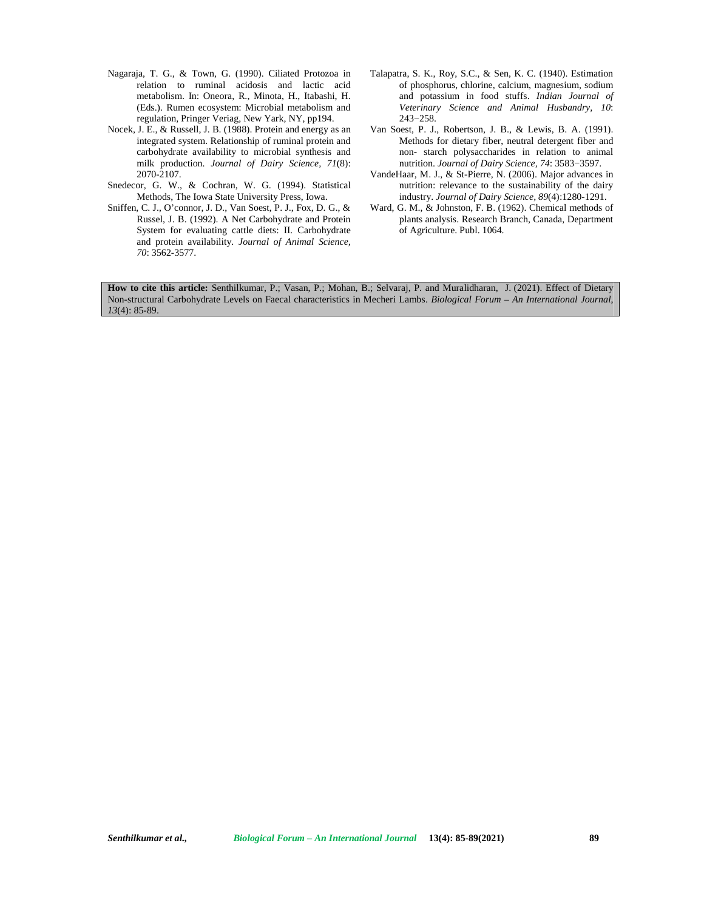Nagaraja, T. G., & Town, G. (1990). Ciliated Protozoa in relation to ruminal acidosis and lactic acid metabolism. In: Oneora, R., Minota, H., Itabashi, H. (Eds.). Rumen ecosystem: Microbial metabolism and regulation, Pringer Veriag, New Yark, NY, pp194.

Nocek, J. E., & Russell, J. B. (1988). Protein and energy as an integrated system. Relationship of ruminal protein and carbohydrate availability to microbial synthesis and milk production. *Journal of Dairy Science, 71*(8): 2070-2107.

Snedecor, G. W., & Cochran, W. G. (1994). Statistical Methods, The Iowa State University Press, Iowa.

Sniffen, C. J., O'connor, J. D., Van Soest, P. J., Fox, D. G., & Russel, J. B. (1992). A Net Carbohydrate and Protein System for evaluating cattle diets: II. Carbohydrate and protein availability. *Journal of Animal Science, 70*: 3562-3577.

Talapatra, S. K., Roy, S.C., & Sen, K. C. (1940). Estimation of phosphorus, chlorine, calcium, magnesium, sodium and potassium in food stuffs. *Indian Journal of Veterinary Science and Animal Husbandry*, *10*: 243−258.

Van Soest, P. J., Robertson, J. B., & Lewis, B. A. (1991). Methods for dietary fiber, neutral detergent fiber and non- starch polysaccharides in relation to animal nutrition. *Journal of Dairy Science, 74*: 3583−3597.

VandeHaar, M. J., & St-Pierre, N. (2006). Major advances in nutrition: relevance to the sustainability of the dairy industry. *Journal of Dairy Science, 89*(4):1280-1291.

Ward, G. M., & Johnston, F. B. (1962). Chemical methods of plants analysis. Research Branch, Canada, Department of Agriculture. Publ. 1064.

**How to cite this article:** Senthilkumar, P.; Vasan, P.; Mohan, B.; Selvaraj, P. and Muralidharan, J. (2021). Effect of Dietary Non-structural Carbohydrate Levels on Faecal characteristics in Mecheri Lambs. *Biological Forum – An International Journal, 13*(4): 85-89.